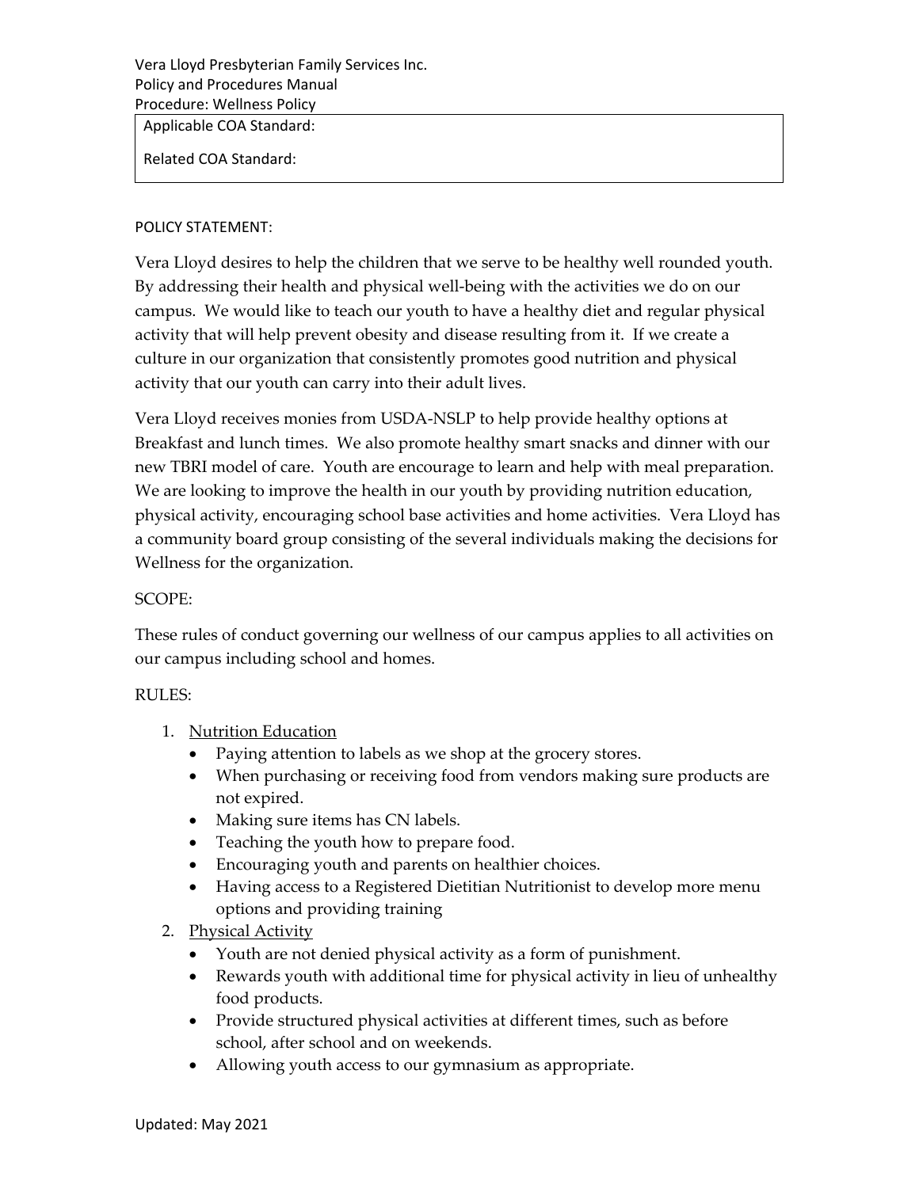Vera Lloyd Presbyterian Family Services Inc.
Policy and Procedures Manual
Procedure: Wellness Policy

| Applicable COA Standard: |
| --- |
| Related COA Standard: |

POLICY STATEMENT:

Vera Lloyd desires to help the children that we serve to be healthy well rounded youth. By addressing their health and physical well-being with the activities we do on our campus. We would like to teach our youth to have a healthy diet and regular physical activity that will help prevent obesity and disease resulting from it. If we create a culture in our organization that consistently promotes good nutrition and physical activity that our youth can carry into their adult lives.

Vera Lloyd receives monies from USDA-NSLP to help provide healthy options at Breakfast and lunch times. We also promote healthy smart snacks and dinner with our new TBRI model of care. Youth are encourage to learn and help with meal preparation. We are looking to improve the health in our youth by providing nutrition education, physical activity, encouraging school base activities and home activities. Vera Lloyd has a community board group consisting of the several individuals making the decisions for Wellness for the organization.

SCOPE:

These rules of conduct governing our wellness of our campus applies to all activities on our campus including school and homes.

RULES:

1. Nutrition Education
   - Paying attention to labels as we shop at the grocery stores.
   - When purchasing or receiving food from vendors making sure products are not expired.
   - Making sure items has CN labels.
   - Teaching the youth how to prepare food.
   - Encouraging youth and parents on healthier choices.
   - Having access to a Registered Dietitian Nutritionist to develop more menu options and providing training
2. Physical Activity
   - Youth are not denied physical activity as a form of punishment.
   - Rewards youth with additional time for physical activity in lieu of unhealthy food products.
   - Provide structured physical activities at different times, such as before school, after school and on weekends.
   - Allowing youth access to our gymnasium as appropriate.

Updated: May 2021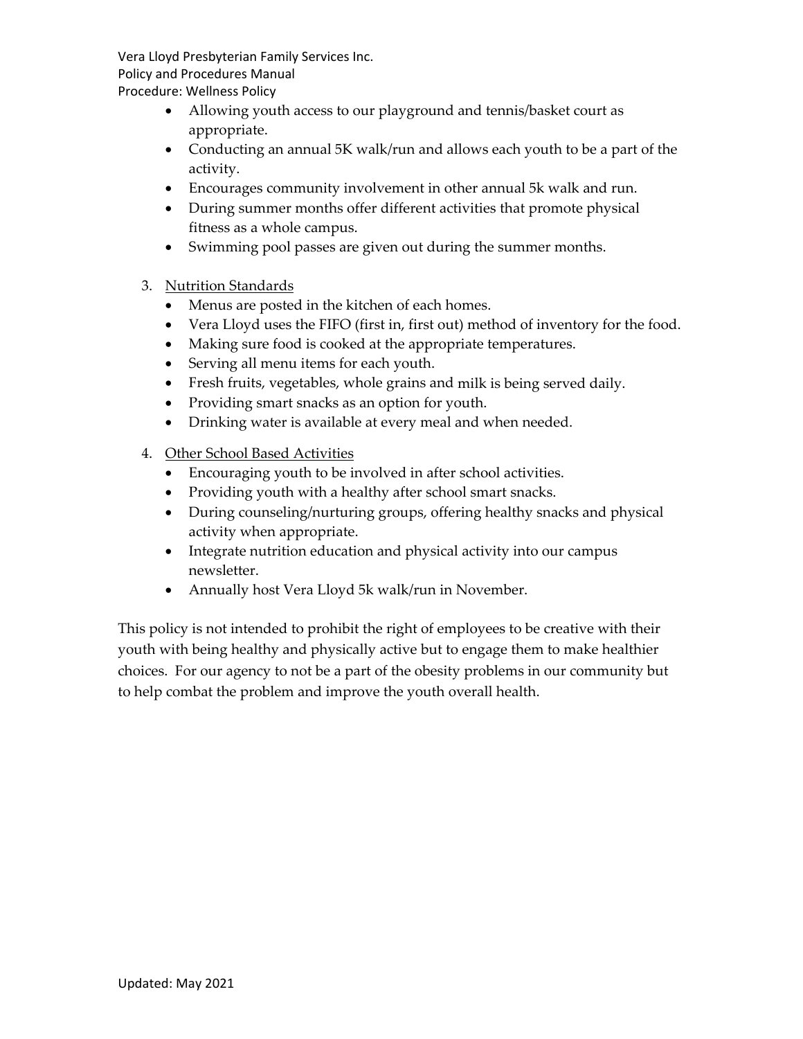- Allowing youth access to our playground and tennis/basket court as appropriate.
- Conducting an annual 5K walk/run and allows each youth to be a part of the activity.
- Encourages community involvement in other annual 5k walk and run.
- During summer months offer different activities that promote physical fitness as a whole campus.
- Swimming pool passes are given out during the summer months.

3. <u>Nutrition Standards</u>
   - Menus are posted in the kitchen of each homes.
   - Vera Lloyd uses the FIFO (first in, first out) method of inventory for the food.
   - Making sure food is cooked at the appropriate temperatures.
   - Serving all menu items for each youth.
   - Fresh fruits, vegetables, whole grains and milk is being served daily.
   - Providing smart snacks as an option for youth.
   - Drinking water is available at every meal and when needed.

4. <u>Other School Based Activities</u>
   - Encouraging youth to be involved in after school activities.
   - Providing youth with a healthy after school smart snacks.
   - During counseling/nurturing groups, offering healthy snacks and physical activity when appropriate.
   - Integrate nutrition education and physical activity into our campus newsletter.
   - Annually host Vera Lloyd 5k walk/run in November.

This policy is not intended to prohibit the right of employees to be creative with their youth with being healthy and physically active but to engage them to make healthier choices. For our agency to not be a part of the obesity problems in our community but to help combat the problem and improve the youth overall health.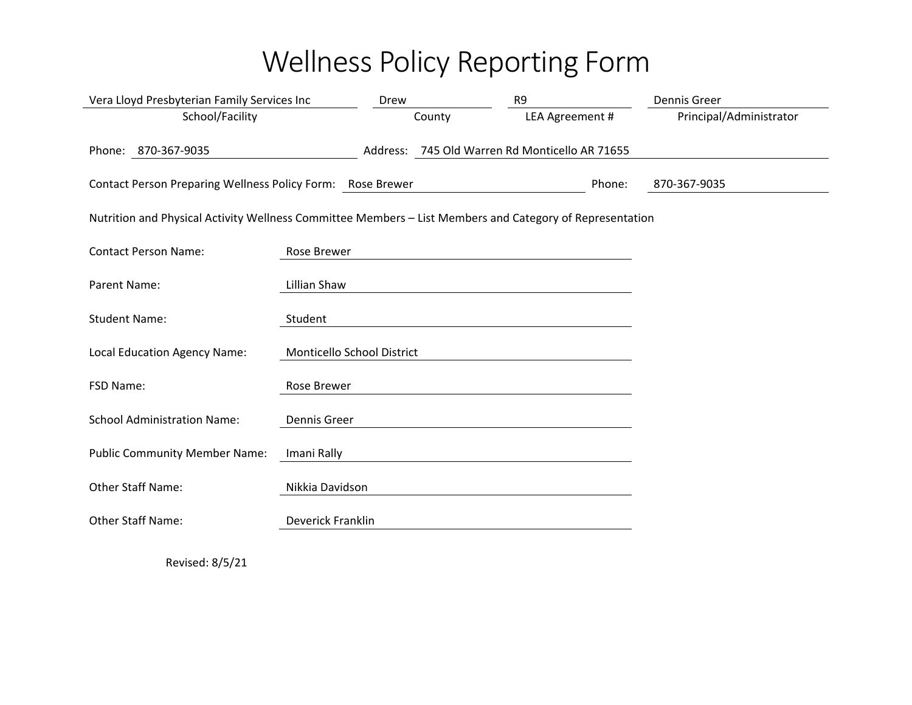# Wellness Policy Reporting Form

| | | | |
|---|---|---|---|
| Vera Lloyd Presbyterian Family Services Inc | Drew | R9 | Dennis Greer |
| School/Facility | County | LEA Agreement # | Principal/Administrator |

Phone: 870-367-9035 Address: 745 Old Warren Rd Monticello AR 71655

Contact Person Preparing Wellness Policy Form: Rose Brewer Phone: 870-367-9035

Nutrition and Physical Activity Wellness Committee Members – List Members and Category of Representation

| | |
|---|---|
| Contact Person Name: | Rose Brewer |
| Parent Name: | Lillian Shaw |
| Student Name: | Student |
| Local Education Agency Name: | Monticello School District |
| FSD Name: | Rose Brewer |
| School Administration Name: | Dennis Greer |
| Public Community Member Name: | Imani Rally |
| Other Staff Name: | Nikkia Davidson |
| Other Staff Name: | Deverick Franklin |

Revised: 8/5/21